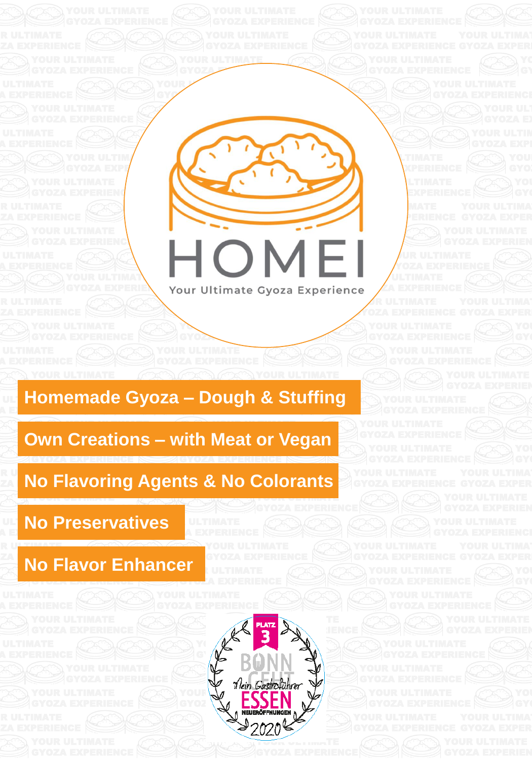# HOMEI

Your Ultimate Gyoza Experience

**Homemade Gyoza – Dough & Stuffing**

**Own Creations – with Meat or Vegan**

**No Flavoring Agents & No Colorants**

**No Preservatives**

**No Flavor Enhancer**

PLATZ 3

BONN GEHT ESSEN

Mein Gastroführer

NEUERÖFFNUNGEN 2020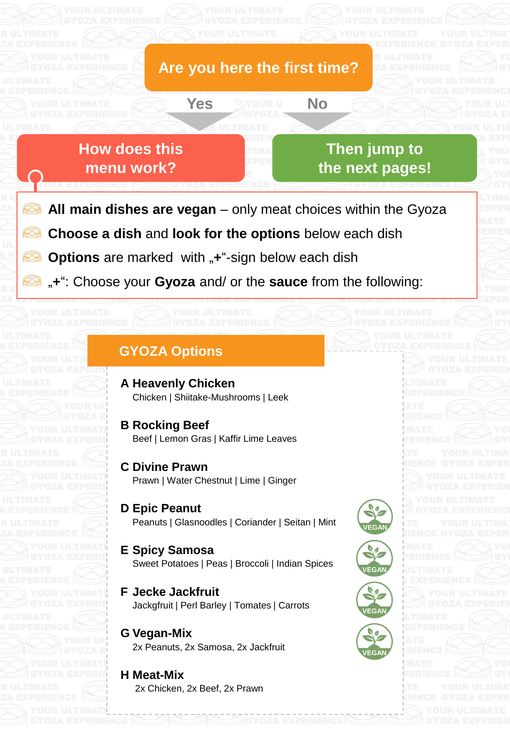## Are you here the first time?

**Yes** → **How does this menu work?**

**No** → **Then jump to the next pages!**

- **All main dishes are vegan** – only meat choices within the Gyoza
- **Choose a dish** and **look for the options** below each dish
- **Options** are marked with „**+**"-sign below each dish
- „**+**": Choose your **Gyoza** and/ or the **sauce** from the following:

## GYOZA Options

**A Heavenly Chicken**
Chicken | Shiitake-Mushrooms | Leek

**B Rocking Beef**
Beef | Lemon Gras | Kaffir Lime Leaves

**C Divine Prawn**
Prawn | Water Chestnut | Lime | Ginger

**D Epic Peanut** (VEGAN)
Peanuts | Glasnoodles | Coriander | Seitan | Mint

**E Spicy Samosa** (VEGAN)
Sweet Potatoes | Peas | Broccoli | Indian Spices

**F Jecke Jackfruit** (VEGAN)
Jackgfruit | Perl Barley | Tomates | Carrots

**G Vegan-Mix** (VEGAN)
2x Peanuts, 2x Samosa, 2x Jackfruit

**H Meat-Mix**
2x Chicken, 2x Beef, 2x Prawn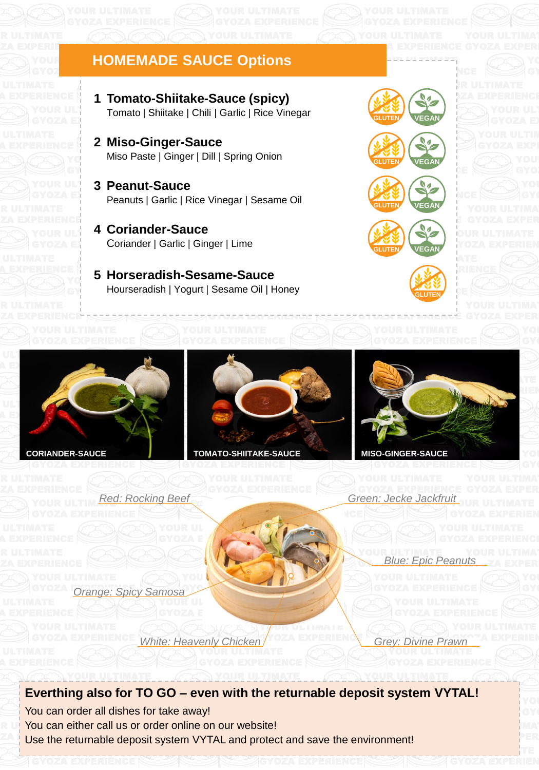## HOMEMADE SAUCE Options

**1 Tomato-Shiitake-Sauce (spicy)**
Tomato | Shiitake | Chili | Garlic | Rice Vinegar
GLUTEN VEGAN

**2 Miso-Ginger-Sauce**
Miso Paste | Ginger | Dill | Spring Onion
GLUTEN VEGAN

**3 Peanut-Sauce**
Peanuts | Garlic | Rice Vinegar | Sesame Oil
GLUTEN VEGAN

**4 Coriander-Sauce**
Coriander | Garlic | Ginger | Lime
GLUTEN VEGAN

**5 Horseradish-Sesame-Sauce**
Hourseradish | Yogurt | Sesame Oil | Honey
GLUTEN

CORIANDER-SAUCE

TOMATO-SHIITAKE-SAUCE

MISO-GINGER-SAUCE

*Red: Rocking Beef*

*Green: Jecke Jackfruit*

*Blue: Epic Peanuts*

*Orange: Spicy Samosa*

*White: Heavenly Chicken*

*Grey: Divine Prawn*

**Everthing also for TO GO – even with the returnable deposit system VYTAL!**

You can order all dishes for take away!
You can either call us or order online on our website!
Use the returnable deposit system VYTAL and protect and save the environment!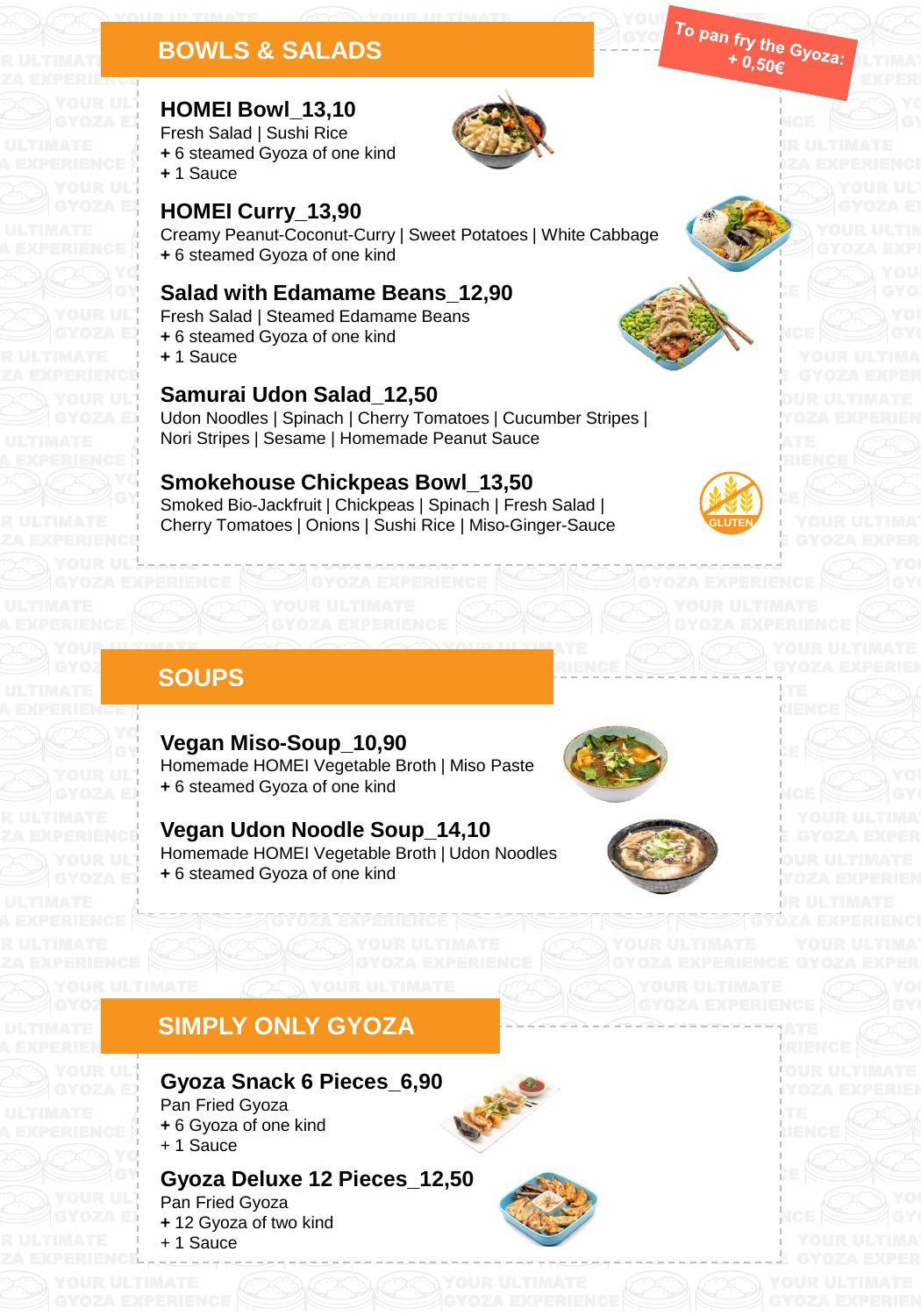## BOWLS & SALADS

To pan fry the Gyoza: + 0,50€

### HOMEI Bowl_13,10
Fresh Salad | Sushi Rice
+ 6 steamed Gyoza of one kind
+ 1 Sauce

### HOMEI Curry_13,90
Creamy Peanut-Coconut-Curry | Sweet Potatoes | White Cabbage
+ 6 steamed Gyoza of one kind

### Salad with Edamame Beans_12,90
Fresh Salad | Steamed Edamame Beans
+ 6 steamed Gyoza of one kind
+ 1 Sauce

### Samurai Udon Salad_12,50
Udon Noodles | Spinach | Cherry Tomatoes | Cucumber Stripes | Nori Stripes | Sesame | Homemade Peanut Sauce

### Smokehouse Chickpeas Bowl_13,50
Smoked Bio-Jackfruit | Chickpeas | Spinach | Fresh Salad | Cherry Tomatoes | Onions | Sushi Rice | Miso-Ginger-Sauce

GLUTEN

## SOUPS

### Vegan Miso-Soup_10,90
Homemade HOMEI Vegetable Broth | Miso Paste
+ 6 steamed Gyoza of one kind

### Vegan Udon Noodle Soup_14,10
Homemade HOMEI Vegetable Broth | Udon Noodles
+ 6 steamed Gyoza of one kind

## SIMPLY ONLY GYOZA

### Gyoza Snack 6 Pieces_6,90
Pan Fried Gyoza
+ 6 Gyoza of one kind
+ 1 Sauce

### Gyoza Deluxe 12 Pieces_12,50
Pan Fried Gyoza
+ 12 Gyoza of two kind
+ 1 Sauce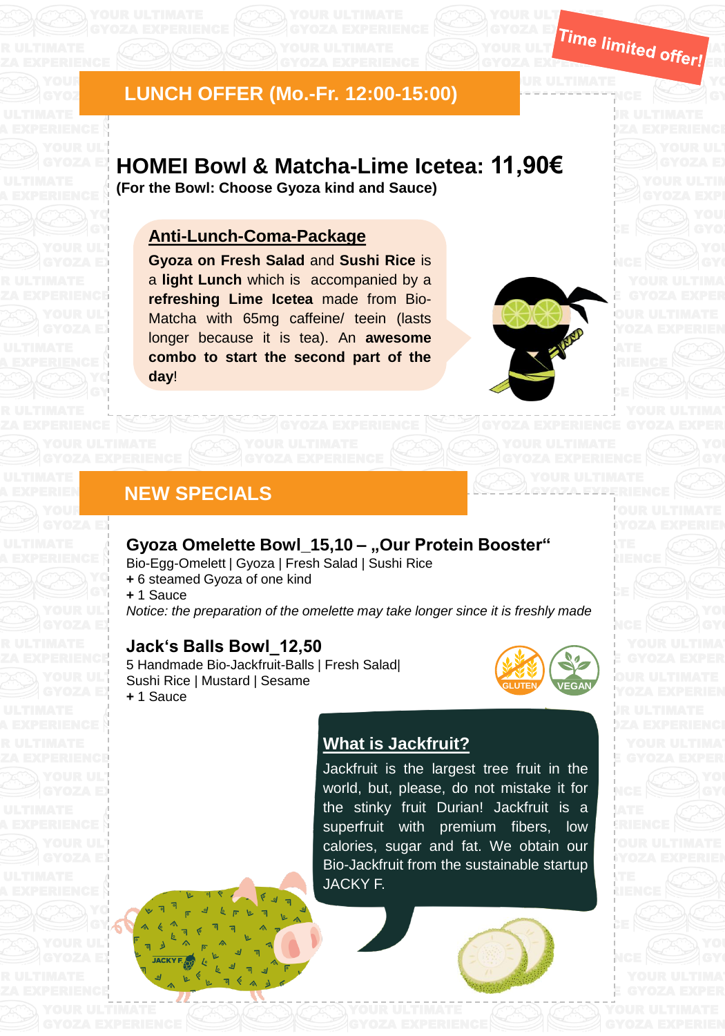Time limited offer!

## LUNCH OFFER (Mo.-Fr. 12:00-15:00)

### HOMEI Bowl & Matcha-Lime Icetea: 11,90€

**(For the Bowl: Choose Gyoza kind and Sauce)**

**Anti-Lunch-Coma-Package**

**Gyoza on Fresh Salad** and **Sushi Rice** is a **light Lunch** which is accompanied by a **refreshing Lime Icetea** made from Bio-Matcha with 65mg caffeine/ teein (lasts longer because it is tea). An **awesome combo to start the second part of the day**!

## NEW SPECIALS

### Gyoza Omelette Bowl_15,10 – „Our Protein Booster"

Bio-Egg-Omelett | Gyoza | Fresh Salad | Sushi Rice
**+** 6 steamed Gyoza of one kind
**+** 1 Sauce

*Notice: the preparation of the omelette may take longer since it is freshly made*

### Jack's Balls Bowl_12,50

5 Handmade Bio-Jackfruit-Balls | Fresh Salad| Sushi Rice | Mustard | Sesame
**+** 1 Sauce

GLUTEN VEGAN

**What is Jackfruit?**

Jackfruit is the largest tree fruit in the world, but, please, do not mistake it for the stinky fruit Durian! Jackfruit is a superfruit with premium fibers, low calories, sugar and fat. We obtain our Bio-Jackfruit from the sustainable startup JACKY F.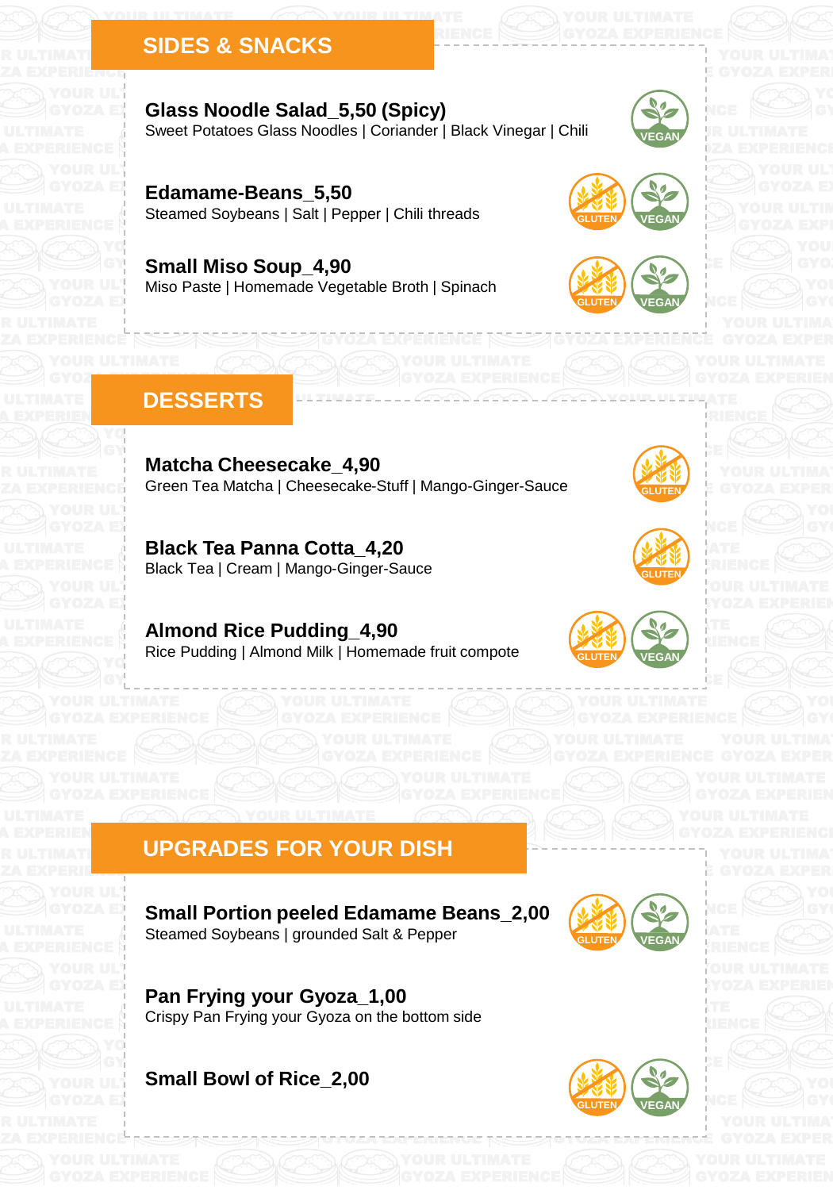## SIDES & SNACKS

**Glass Noodle Salad_5,50 (Spicy)**
Sweet Potatoes Glass Noodles | Coriander | Black Vinegar | Chili
VEGAN

**Edamame-Beans_5,50**
Steamed Soybeans | Salt | Pepper | Chili threads
GLUTEN VEGAN

**Small Miso Soup_4,90**
Miso Paste | Homemade Vegetable Broth | Spinach
GLUTEN VEGAN

## DESSERTS

**Matcha Cheesecake_4,90**
Green Tea Matcha | Cheesecake-Stuff | Mango-Ginger-Sauce
GLUTEN

**Black Tea Panna Cotta_4,20**
Black Tea | Cream | Mango-Ginger-Sauce
GLUTEN

**Almond Rice Pudding_4,90**
Rice Pudding | Almond Milk | Homemade fruit compote
GLUTEN VEGAN

## UPGRADES FOR YOUR DISH

**Small Portion peeled Edamame Beans_2,00**
Steamed Soybeans | grounded Salt & Pepper
GLUTEN VEGAN

**Pan Frying your Gyoza_1,00**
Crispy Pan Frying your Gyoza on the bottom side

**Small Bowl of Rice_2,00**
GLUTEN VEGAN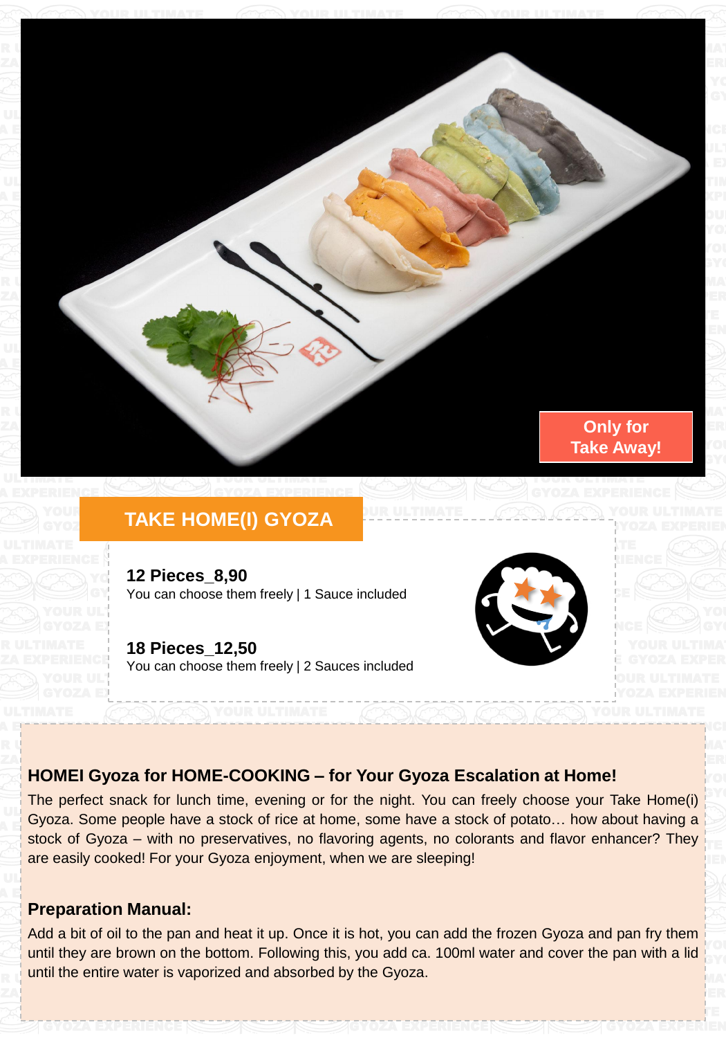Only for Take Away!

## TAKE HOME(I) GYOZA

**12 Pieces_8,90**
You can choose them freely | 1 Sauce included

**18 Pieces_12,50**
You can choose them freely | 2 Sauces included

### HOMEI Gyoza for HOME-COOKING – for Your Gyoza Escalation at Home!

The perfect snack for lunch time, evening or for the night. You can freely choose your Take Home(i) Gyoza. Some people have a stock of rice at home, some have a stock of potato… how about having a stock of Gyoza – with no preservatives, no flavoring agents, no colorants and flavor enhancer? They are easily cooked! For your Gyoza enjoyment, when we are sleeping!

### Preparation Manual:

Add a bit of oil to the pan and heat it up. Once it is hot, you can add the frozen Gyoza and pan fry them until they are brown on the bottom. Following this, you add ca. 100ml water and cover the pan with a lid until the entire water is vaporized and absorbed by the Gyoza.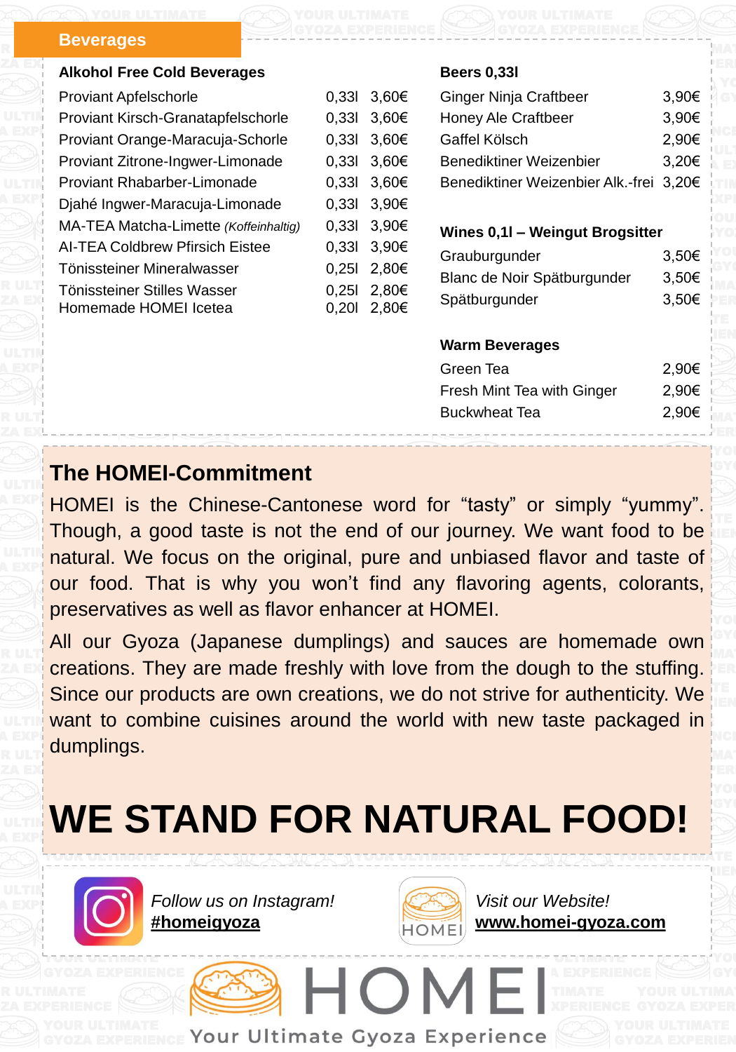## Beverages

### Alkohol Free Cold Beverages

| | | |
|---|---|---|
| Proviant Apfelschorle | 0,33l | 3,60€ |
| Proviant Kirsch-Granatapfelschorle | 0,33l | 3,60€ |
| Proviant Orange-Maracuja-Schorle | 0,33l | 3,60€ |
| Proviant Zitrone-Ingwer-Limonade | 0,33l | 3,60€ |
| Proviant Rhabarber-Limonade | 0,33l | 3,60€ |
| Djahé Ingwer-Maracuja-Limonade | 0,33l | 3,90€ |
| MA-TEA Matcha-Limette *(Koffeinhaltig)* | 0,33l | 3,90€ |
| AI-TEA Coldbrew Pfirsich Eistee | 0,33l | 3,90€ |
| Tönissteiner Mineralwasser | 0,25l | 2,80€ |
| Tönissteiner Stilles Wasser | 0,25l | 2,80€ |
| Homemade HOMEI Icetea | 0,20l | 2,80€ |

### Beers 0,33l

| | |
|---|---|
| Ginger Ninja Craftbeer | 3,90€ |
| Honey Ale Craftbeer | 3,90€ |
| Gaffel Kölsch | 2,90€ |
| Benediktiner Weizenbier | 3,20€ |
| Benediktiner Weizenbier Alk.-frei | 3,20€ |

### Wines 0,1l – Weingut Brogsitter

| | |
|---|---|
| Grauburgunder | 3,50€ |
| Blanc de Noir Spätburgunder | 3,50€ |
| Spätburgunder | 3,50€ |

### Warm Beverages

| | |
|---|---|
| Green Tea | 2,90€ |
| Fresh Mint Tea with Ginger | 2,90€ |
| Buckwheat Tea | 2,90€ |

## The HOMEI-Commitment

HOMEI is the Chinese-Cantonese word for “tasty” or simply “yummy”. Though, a good taste is not the end of our journey. We want food to be natural. We focus on the original, pure and unbiased flavor and taste of our food. That is why you won’t find any flavoring agents, colorants, preservatives as well as flavor enhancer at HOMEI.

All our Gyoza (Japanese dumplings) and sauces are homemade own creations. They are made freshly with love from the dough to the stuffing. Since our products are own creations, we do not strive for authenticity. We want to combine cuisines around the world with new taste packaged in dumplings.

# WE STAND FOR NATURAL FOOD!

*Follow us on Instagram!* **#homeigyoza**

*Visit our Website!* **www.homei-gyoza.com**

HOMEI

Your Ultimate Gyoza Experience